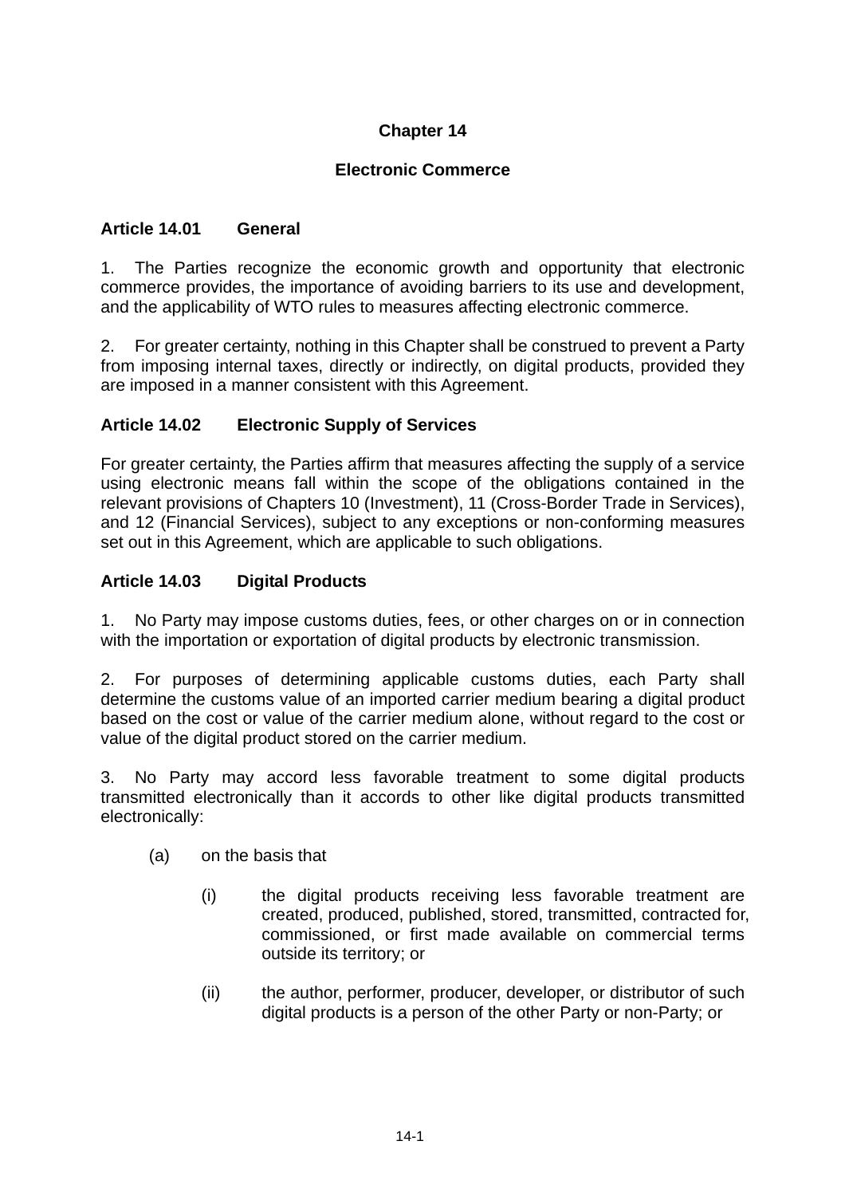# Chapter 14

# Electronic Commerce

## Article 14.01 General

1. The Parties recognize the economic growth and opportunity that electronic commerce provides, the importance of avoiding barriers to its use and development, and the applicability of WTO rules to measures affecting electronic commerce.

2. For greater certainty, nothing in this Chapter shall be construed to prevent a Party from imposing internal taxes, directly or indirectly, on digital products, provided they are imposed in a manner consistent with this Agreement.

## Article 14.02 Electronic Supply of Services

For greater certainty, the Parties affirm that measures affecting the supply of a service using electronic means fall within the scope of the obligations contained in the relevant provisions of Chapters 10 (Investment), 11 (Cross-Border Trade in Services), and 12 (Financial Services), subject to any exceptions or non-conforming measures set out in this Agreement, which are applicable to such obligations.

## Article 14.03 Digital Products

1. No Party may impose customs duties, fees, or other charges on or in connection with the importation or exportation of digital products by electronic transmission.

2. For purposes of determining applicable customs duties, each Party shall determine the customs value of an imported carrier medium bearing a digital product based on the cost or value of the carrier medium alone, without regard to the cost or value of the digital product stored on the carrier medium.

3. No Party may accord less favorable treatment to some digital products transmitted electronically than it accords to other like digital products transmitted electronically:

- (a) on the basis that
  - (i) the digital products receiving less favorable treatment are created, produced, published, stored, transmitted, contracted for, commissioned, or first made available on commercial terms outside its territory; or
  - (ii) the author, performer, producer, developer, or distributor of such digital products is a person of the other Party or non-Party; or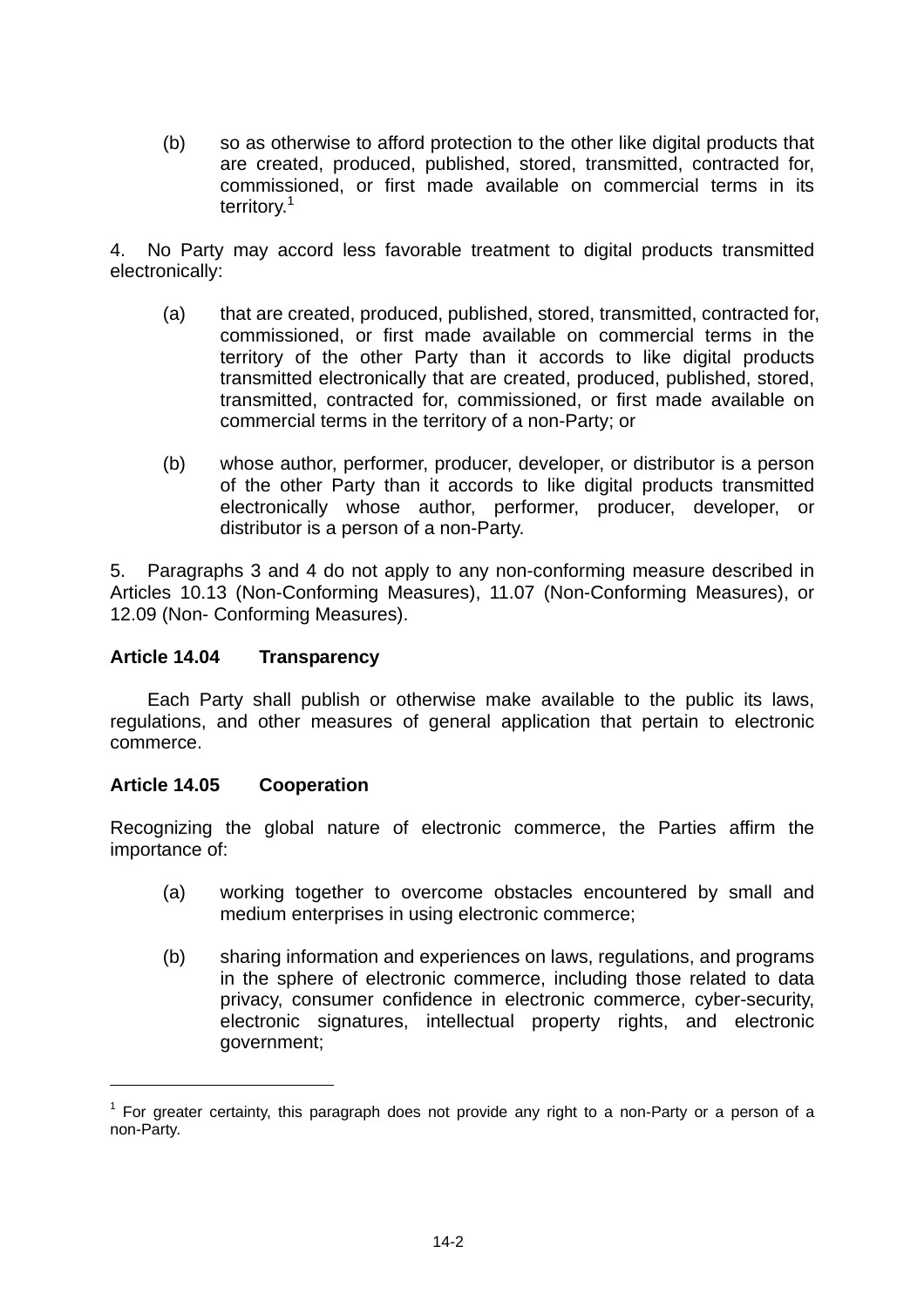(b) so as otherwise to afford protection to the other like digital products that are created, produced, published, stored, transmitted, contracted for, commissioned, or first made available on commercial terms in its territory.[1]

4. No Party may accord less favorable treatment to digital products transmitted electronically:

(a) that are created, produced, published, stored, transmitted, contracted for, commissioned, or first made available on commercial terms in the territory of the other Party than it accords to like digital products transmitted electronically that are created, produced, published, stored, transmitted, contracted for, commissioned, or first made available on commercial terms in the territory of a non-Party; or

(b) whose author, performer, producer, developer, or distributor is a person of the other Party than it accords to like digital products transmitted electronically whose author, performer, producer, developer, or distributor is a person of a non-Party.

5. Paragraphs 3 and 4 do not apply to any non-conforming measure described in Articles 10.13 (Non-Conforming Measures), 11.07 (Non-Conforming Measures), or 12.09 (Non- Conforming Measures).

**Article 14.04 Transparency**

Each Party shall publish or otherwise make available to the public its laws, regulations, and other measures of general application that pertain to electronic commerce.

**Article 14.05 Cooperation**

Recognizing the global nature of electronic commerce, the Parties affirm the importance of:

(a) working together to overcome obstacles encountered by small and medium enterprises in using electronic commerce;

(b) sharing information and experiences on laws, regulations, and programs in the sphere of electronic commerce, including those related to data privacy, consumer confidence in electronic commerce, cyber-security, electronic signatures, intellectual property rights, and electronic government;

---

[1] For greater certainty, this paragraph does not provide any right to a non-Party or a person of a non-Party.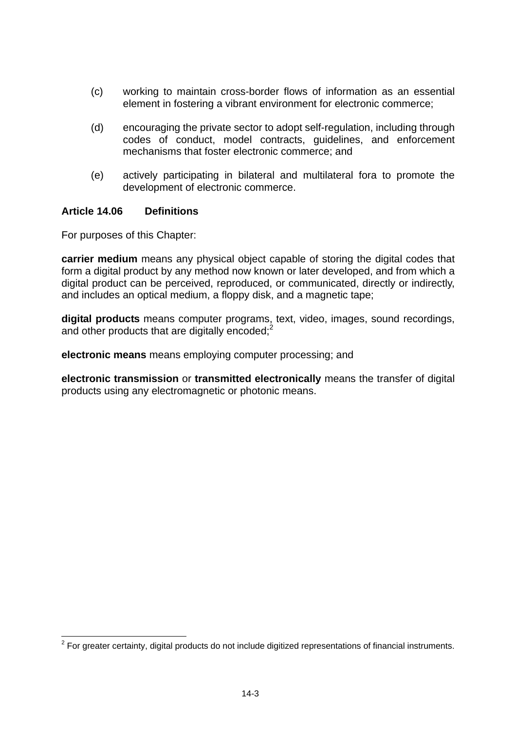(c) working to maintain cross-border flows of information as an essential element in fostering a vibrant environment for electronic commerce;

(d) encouraging the private sector to adopt self-regulation, including through codes of conduct, model contracts, guidelines, and enforcement mechanisms that foster electronic commerce; and

(e) actively participating in bilateral and multilateral fora to promote the development of electronic commerce.

**Article 14.06 Definitions**

For purposes of this Chapter:

**carrier medium** means any physical object capable of storing the digital codes that form a digital product by any method now known or later developed, and from which a digital product can be perceived, reproduced, or communicated, directly or indirectly, and includes an optical medium, a floppy disk, and a magnetic tape;

**digital products** means computer programs, text, video, images, sound recordings, and other products that are digitally encoded;[2]

**electronic means** means employing computer processing; and

**electronic transmission** or **transmitted electronically** means the transfer of digital products using any electromagnetic or photonic means.

---

[2] For greater certainty, digital products do not include digitized representations of financial instruments.